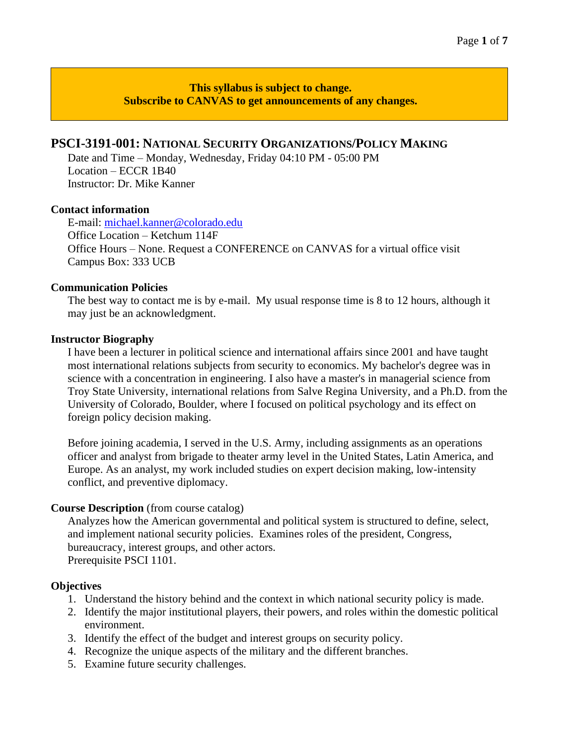**This syllabus is subject to change.**
**Subscribe to CANVAS to get announcements of any changes.**

# PSCI-3191-001: National Security Organizations/Policy Making

Date and Time – Monday, Wednesday, Friday 04:10 PM - 05:00 PM
Location – ECCR 1B40
Instructor: Dr. Mike Kanner

## Contact information

E-mail: michael.kanner@colorado.edu
Office Location – Ketchum 114F
Office Hours – None. Request a CONFERENCE on CANVAS for a virtual office visit
Campus Box: 333 UCB

## Communication Policies

The best way to contact me is by e-mail. My usual response time is 8 to 12 hours, although it may just be an acknowledgment.

## Instructor Biography

I have been a lecturer in political science and international affairs since 2001 and have taught most international relations subjects from security to economics. My bachelor's degree was in science with a concentration in engineering. I also have a master's in managerial science from Troy State University, international relations from Salve Regina University, and a Ph.D. from the University of Colorado, Boulder, where I focused on political psychology and its effect on foreign policy decision making.

Before joining academia, I served in the U.S. Army, including assignments as an operations officer and analyst from brigade to theater army level in the United States, Latin America, and Europe. As an analyst, my work included studies on expert decision making, low-intensity conflict, and preventive diplomacy.

## Course Description (from course catalog)

Analyzes how the American governmental and political system is structured to define, select, and implement national security policies. Examines roles of the president, Congress, bureaucracy, interest groups, and other actors.
Prerequisite PSCI 1101.

## Objectives

1. Understand the history behind and the context in which national security policy is made.
2. Identify the major institutional players, their powers, and roles within the domestic political environment.
3. Identify the effect of the budget and interest groups on security policy.
4. Recognize the unique aspects of the military and the different branches.
5. Examine future security challenges.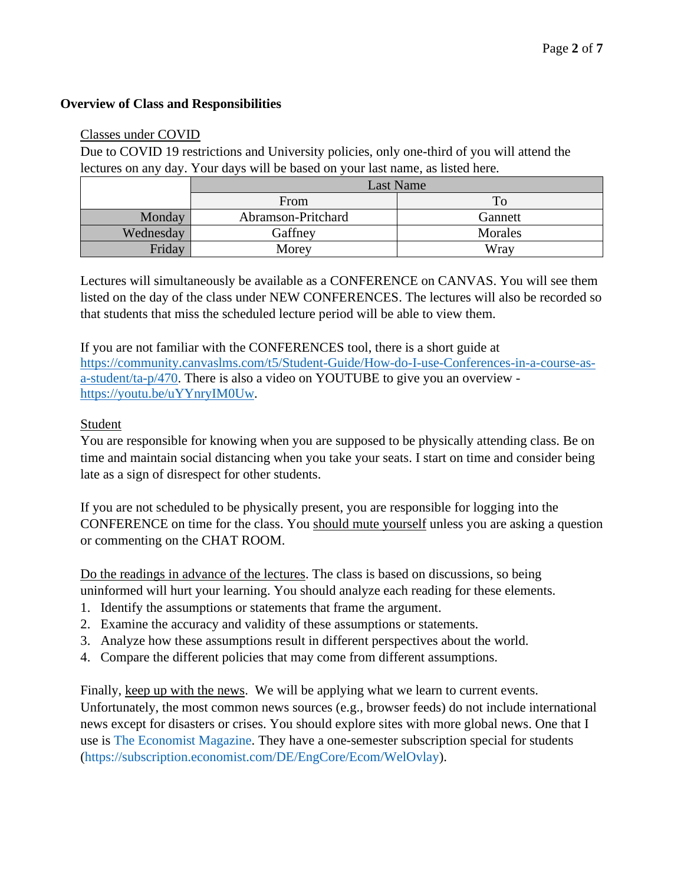**Overview of Class and Responsibilities**

Classes under COVID

Due to COVID 19 restrictions and University policies, only one-third of you will attend the lectures on any day. Your days will be based on your last name, as listed here.

| | Last Name | |
|---|---|---|
| | From | To |
| Monday | Abramson-Pritchard | Gannett |
| Wednesday | Gaffney | Morales |
| Friday | Morey | Wray |

Lectures will simultaneously be available as a CONFERENCE on CANVAS. You will see them listed on the day of the class under NEW CONFERENCES. The lectures will also be recorded so that students that miss the scheduled lecture period will be able to view them.

If you are not familiar with the CONFERENCES tool, there is a short guide at https://community.canvaslms.com/t5/Student-Guide/How-do-I-use-Conferences-in-a-course-as-a-student/ta-p/470. There is also a video on YOUTUBE to give you an overview - https://youtu.be/uYYnryIM0Uw.

Student

You are responsible for knowing when you are supposed to be physically attending class. Be on time and maintain social distancing when you take your seats. I start on time and consider being late as a sign of disrespect for other students.

If you are not scheduled to be physically present, you are responsible for logging into the CONFERENCE on time for the class. You should mute yourself unless you are asking a question or commenting on the CHAT ROOM.

Do the readings in advance of the lectures. The class is based on discussions, so being uninformed will hurt your learning. You should analyze each reading for these elements.

1. Identify the assumptions or statements that frame the argument.
2. Examine the accuracy and validity of these assumptions or statements.
3. Analyze how these assumptions result in different perspectives about the world.
4. Compare the different policies that may come from different assumptions.

Finally, keep up with the news. We will be applying what we learn to current events. Unfortunately, the most common news sources (e.g., browser feeds) do not include international news except for disasters or crises. You should explore sites with more global news. One that I use is The Economist Magazine. They have a one-semester subscription special for students (https://subscription.economist.com/DE/EngCore/Ecom/WelOvlay).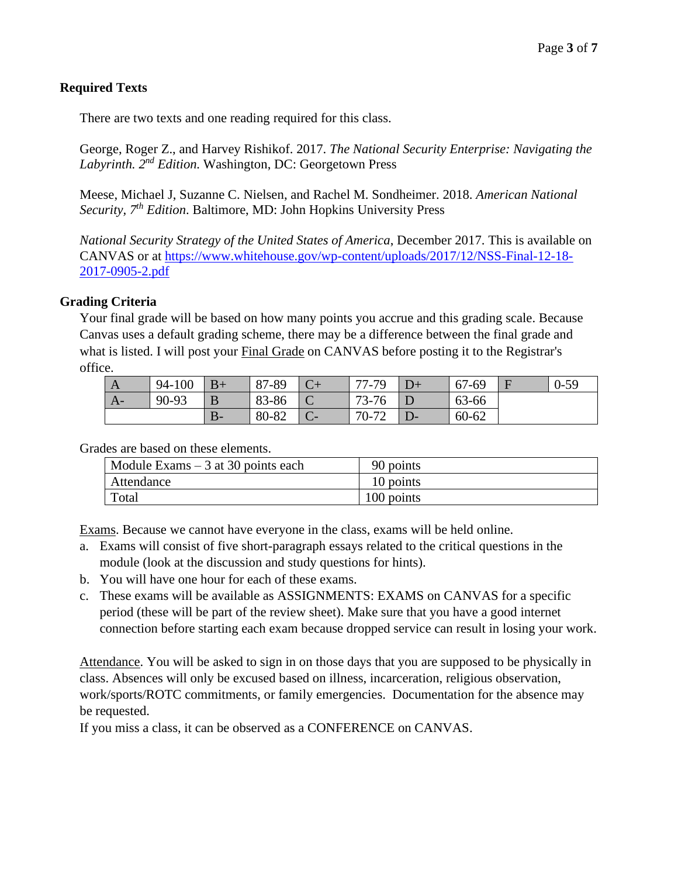**Required Texts**

There are two texts and one reading required for this class.

George, Roger Z., and Harvey Rishikof. 2017. *The National Security Enterprise: Navigating the Labyrinth. 2nd Edition.* Washington, DC: Georgetown Press

Meese, Michael J, Suzanne C. Nielsen, and Rachel M. Sondheimer. 2018. *American National Security, 7th Edition*. Baltimore, MD: John Hopkins University Press

*National Security Strategy of the United States of America*, December 2017. This is available on CANVAS or at https://www.whitehouse.gov/wp-content/uploads/2017/12/NSS-Final-12-18-2017-0905-2.pdf

**Grading Criteria**

Your final grade will be based on how many points you accrue and this grading scale. Because Canvas uses a default grading scheme, there may be a difference between the final grade and what is listed. I will post your Final Grade on CANVAS before posting it to the Registrar's office.

| A | 94-100 | B+ | 87-89 | C+ | 77-79 | D+ | 67-69 | F | 0-59 |
|---|---|---|---|---|---|---|---|---|---|
| A- | 90-93 | B | 83-86 | C | 73-76 | D | 63-66 | | |
| | | B- | 80-82 | C- | 70-72 | D- | 60-62 | | |

Grades are based on these elements.

| Module Exams – 3 at 30 points each | 90 points |
|---|---|
| Attendance | 10 points |
| Total | 100 points |

Exams. Because we cannot have everyone in the class, exams will be held online.

a. Exams will consist of five short-paragraph essays related to the critical questions in the module (look at the discussion and study questions for hints).
b. You will have one hour for each of these exams.
c. These exams will be available as ASSIGNMENTS: EXAMS on CANVAS for a specific period (these will be part of the review sheet). Make sure that you have a good internet connection before starting each exam because dropped service can result in losing your work.

Attendance. You will be asked to sign in on those days that you are supposed to be physically in class. Absences will only be excused based on illness, incarceration, religious observation, work/sports/ROTC commitments, or family emergencies. Documentation for the absence may be requested.

If you miss a class, it can be observed as a CONFERENCE on CANVAS.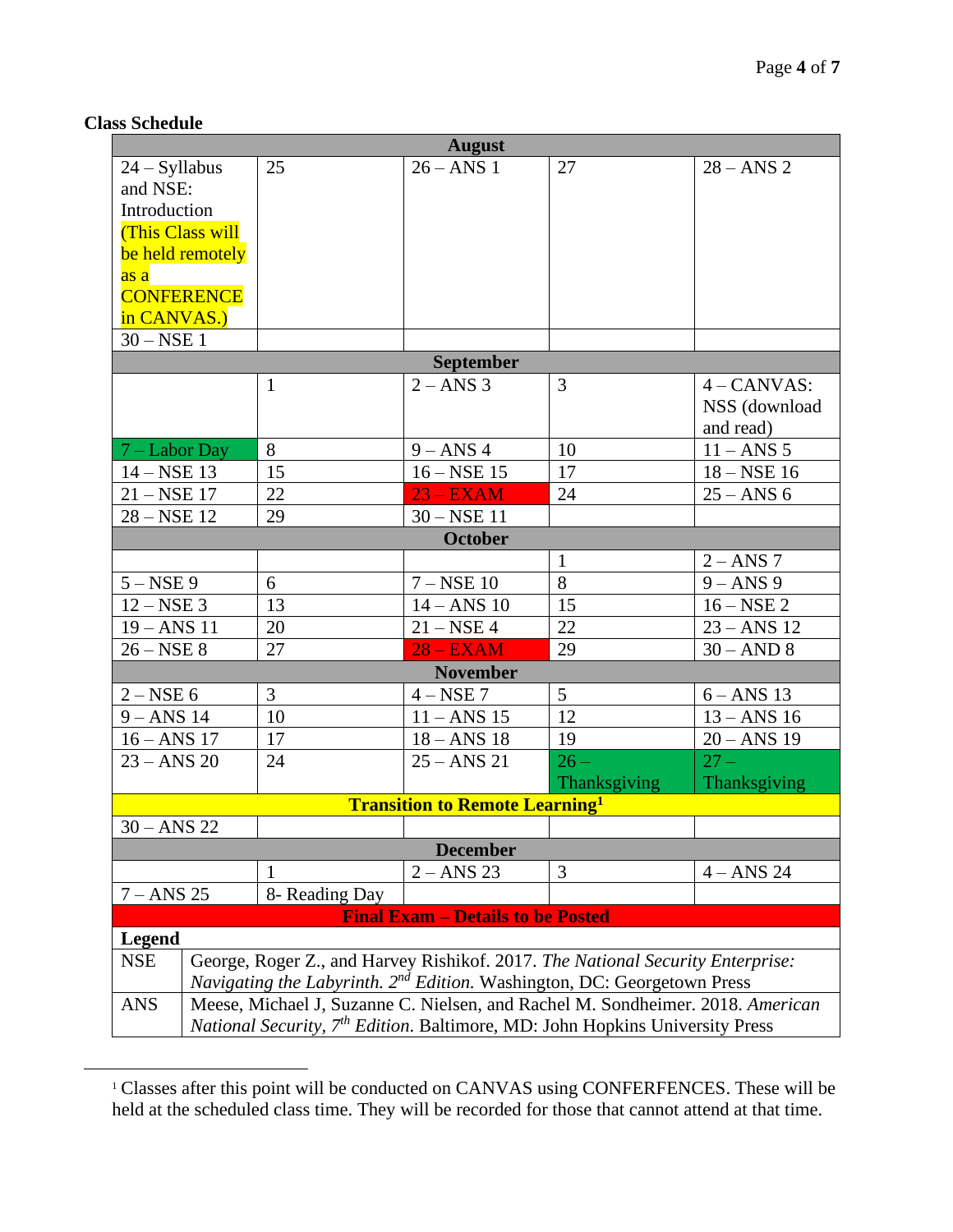**Class Schedule**

| August | | | | |
|---|---|---|---|---|
| 24 – Syllabus and NSE: Introduction (This Class will be held remotely as a CONFERENCE in CANVAS.) | 25 | 26 – ANS 1 | 27 | 28 – ANS 2 |
| 30 – NSE 1 | | | | |
| **September** | | | | |
| | 1 | 2 – ANS 3 | 3 | 4 – CANVAS: NSS (download and read) |
| 7 – Labor Day | 8 | 9 – ANS 4 | 10 | 11 – ANS 5 |
| 14 – NSE 13 | 15 | 16 – NSE 15 | 17 | 18 – NSE 16 |
| 21 – NSE 17 | 22 | 23 – EXAM | 24 | 25 – ANS 6 |
| 28 – NSE 12 | 29 | 30 – NSE 11 | | |
| **October** | | | | |
| | | | 1 | 2 – ANS 7 |
| 5 – NSE 9 | 6 | 7 – NSE 10 | 8 | 9 – ANS 9 |
| 12 – NSE 3 | 13 | 14 – ANS 10 | 15 | 16 – NSE 2 |
| 19 – ANS 11 | 20 | 21 – NSE 4 | 22 | 23 – ANS 12 |
| 26 – NSE 8 | 27 | 28 – EXAM | 29 | 30 – AND 8 |
| **November** | | | | |
| 2 – NSE 6 | 3 | 4 – NSE 7 | 5 | 6 – ANS 13 |
| 9 – ANS 14 | 10 | 11 – ANS 15 | 12 | 13 – ANS 16 |
| 16 – ANS 17 | 17 | 18 – ANS 18 | 19 | 20 – ANS 19 |
| 23 – ANS 20 | 24 | 25 – ANS 21 | 26 – Thanksgiving | 27 – Thanksgiving |
| **Transition to Remote Learning[1]** | | | | |
| 30 – ANS 22 | | | | |
| **December** | | | | |
| | 1 | 2 – ANS 23 | 3 | 4 – ANS 24 |
| 7 – ANS 25 | 8- Reading Day | | | |
| **Final Exam – Details to be Posted** | | | | |

| **Legend** | |
|---|---|
| NSE | George, Roger Z., and Harvey Rishikof. 2017. *The National Security Enterprise: Navigating the Labyrinth. 2nd Edition.* Washington, DC: Georgetown Press |
| ANS | Meese, Michael J, Suzanne C. Nielsen, and Rachel M. Sondheimer. 2018. *American National Security, 7th Edition*. Baltimore, MD: John Hopkins University Press |

[1] Classes after this point will be conducted on CANVAS using CONFERFENCES. These will be held at the scheduled class time. They will be recorded for those that cannot attend at that time.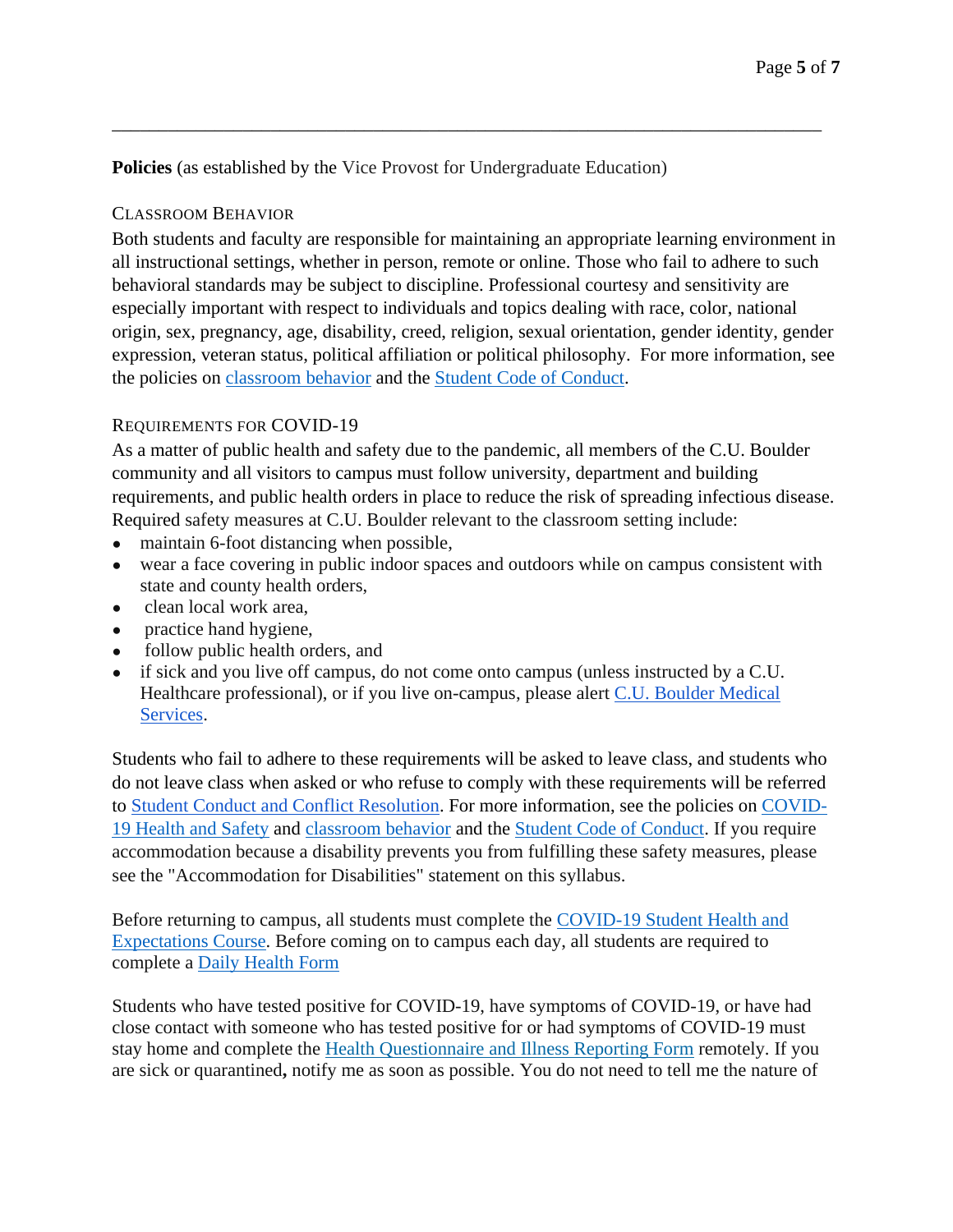**Policies** (as established by the Vice Provost for Undergraduate Education)

### Classroom Behavior

Both students and faculty are responsible for maintaining an appropriate learning environment in all instructional settings, whether in person, remote or online. Those who fail to adhere to such behavioral standards may be subject to discipline. Professional courtesy and sensitivity are especially important with respect to individuals and topics dealing with race, color, national origin, sex, pregnancy, age, disability, creed, religion, sexual orientation, gender identity, gender expression, veteran status, political affiliation or political philosophy. For more information, see the policies on classroom behavior and the Student Code of Conduct.

### Requirements for COVID-19

As a matter of public health and safety due to the pandemic, all members of the C.U. Boulder community and all visitors to campus must follow university, department and building requirements, and public health orders in place to reduce the risk of spreading infectious disease. Required safety measures at C.U. Boulder relevant to the classroom setting include:

- maintain 6-foot distancing when possible,
- wear a face covering in public indoor spaces and outdoors while on campus consistent with state and county health orders,
- clean local work area,
- practice hand hygiene,
- follow public health orders, and
- if sick and you live off campus, do not come onto campus (unless instructed by a C.U. Healthcare professional), or if you live on-campus, please alert C.U. Boulder Medical Services.

Students who fail to adhere to these requirements will be asked to leave class, and students who do not leave class when asked or who refuse to comply with these requirements will be referred to Student Conduct and Conflict Resolution. For more information, see the policies on COVID-19 Health and Safety and classroom behavior and the Student Code of Conduct. If you require accommodation because a disability prevents you from fulfilling these safety measures, please see the "Accommodation for Disabilities" statement on this syllabus.

Before returning to campus, all students must complete the COVID-19 Student Health and Expectations Course. Before coming on to campus each day, all students are required to complete a Daily Health Form

Students who have tested positive for COVID-19, have symptoms of COVID-19, or have had close contact with someone who has tested positive for or had symptoms of COVID-19 must stay home and complete the Health Questionnaire and Illness Reporting Form remotely. If you are sick or quarantined**,** notify me as soon as possible. You do not need to tell me the nature of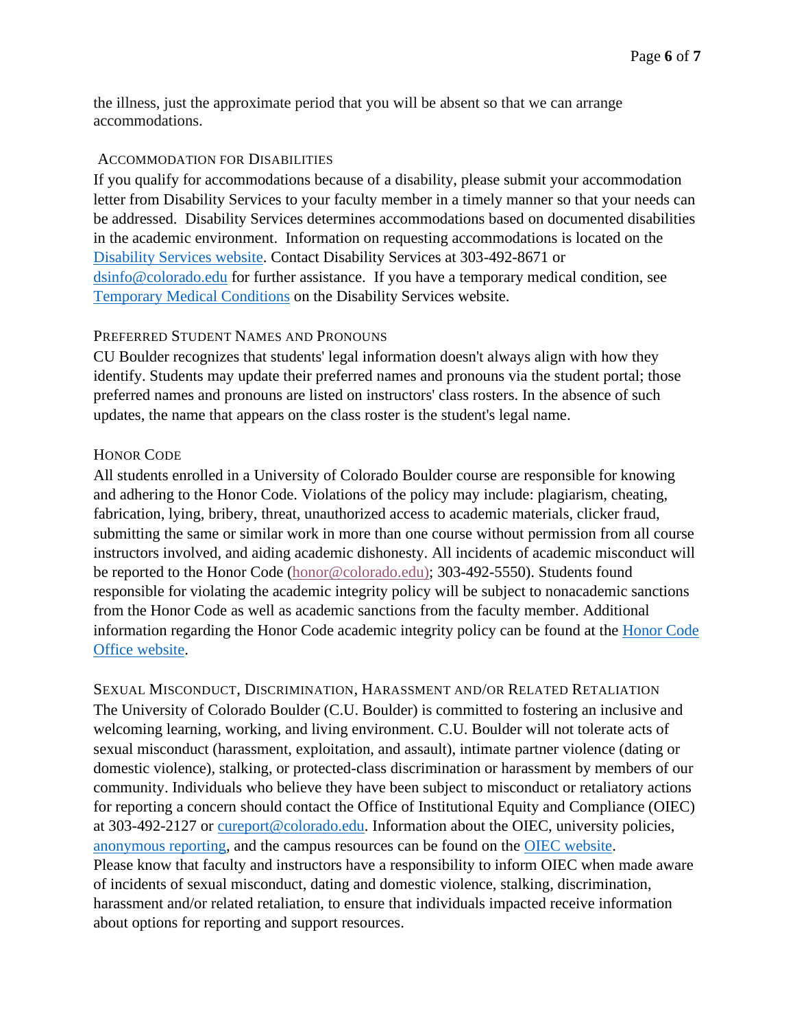the illness, just the approximate period that you will be absent so that we can arrange accommodations.

### Accommodation for Disabilities

If you qualify for accommodations because of a disability, please submit your accommodation letter from Disability Services to your faculty member in a timely manner so that your needs can be addressed. Disability Services determines accommodations based on documented disabilities in the academic environment. Information on requesting accommodations is located on the Disability Services website. Contact Disability Services at 303-492-8671 or dsinfo@colorado.edu for further assistance. If you have a temporary medical condition, see Temporary Medical Conditions on the Disability Services website.

### Preferred Student Names and Pronouns

CU Boulder recognizes that students' legal information doesn't always align with how they identify. Students may update their preferred names and pronouns via the student portal; those preferred names and pronouns are listed on instructors' class rosters. In the absence of such updates, the name that appears on the class roster is the student's legal name.

### Honor Code

All students enrolled in a University of Colorado Boulder course are responsible for knowing and adhering to the Honor Code. Violations of the policy may include: plagiarism, cheating, fabrication, lying, bribery, threat, unauthorized access to academic materials, clicker fraud, submitting the same or similar work in more than one course without permission from all course instructors involved, and aiding academic dishonesty. All incidents of academic misconduct will be reported to the Honor Code (honor@colorado.edu); 303-492-5550). Students found responsible for violating the academic integrity policy will be subject to nonacademic sanctions from the Honor Code as well as academic sanctions from the faculty member. Additional information regarding the Honor Code academic integrity policy can be found at the Honor Code Office website.

### Sexual Misconduct, Discrimination, Harassment and/or Related Retaliation

The University of Colorado Boulder (C.U. Boulder) is committed to fostering an inclusive and welcoming learning, working, and living environment. C.U. Boulder will not tolerate acts of sexual misconduct (harassment, exploitation, and assault), intimate partner violence (dating or domestic violence), stalking, or protected-class discrimination or harassment by members of our community. Individuals who believe they have been subject to misconduct or retaliatory actions for reporting a concern should contact the Office of Institutional Equity and Compliance (OIEC) at 303-492-2127 or cureport@colorado.edu. Information about the OIEC, university policies, anonymous reporting, and the campus resources can be found on the OIEC website.
Please know that faculty and instructors have a responsibility to inform OIEC when made aware of incidents of sexual misconduct, dating and domestic violence, stalking, discrimination, harassment and/or related retaliation, to ensure that individuals impacted receive information about options for reporting and support resources.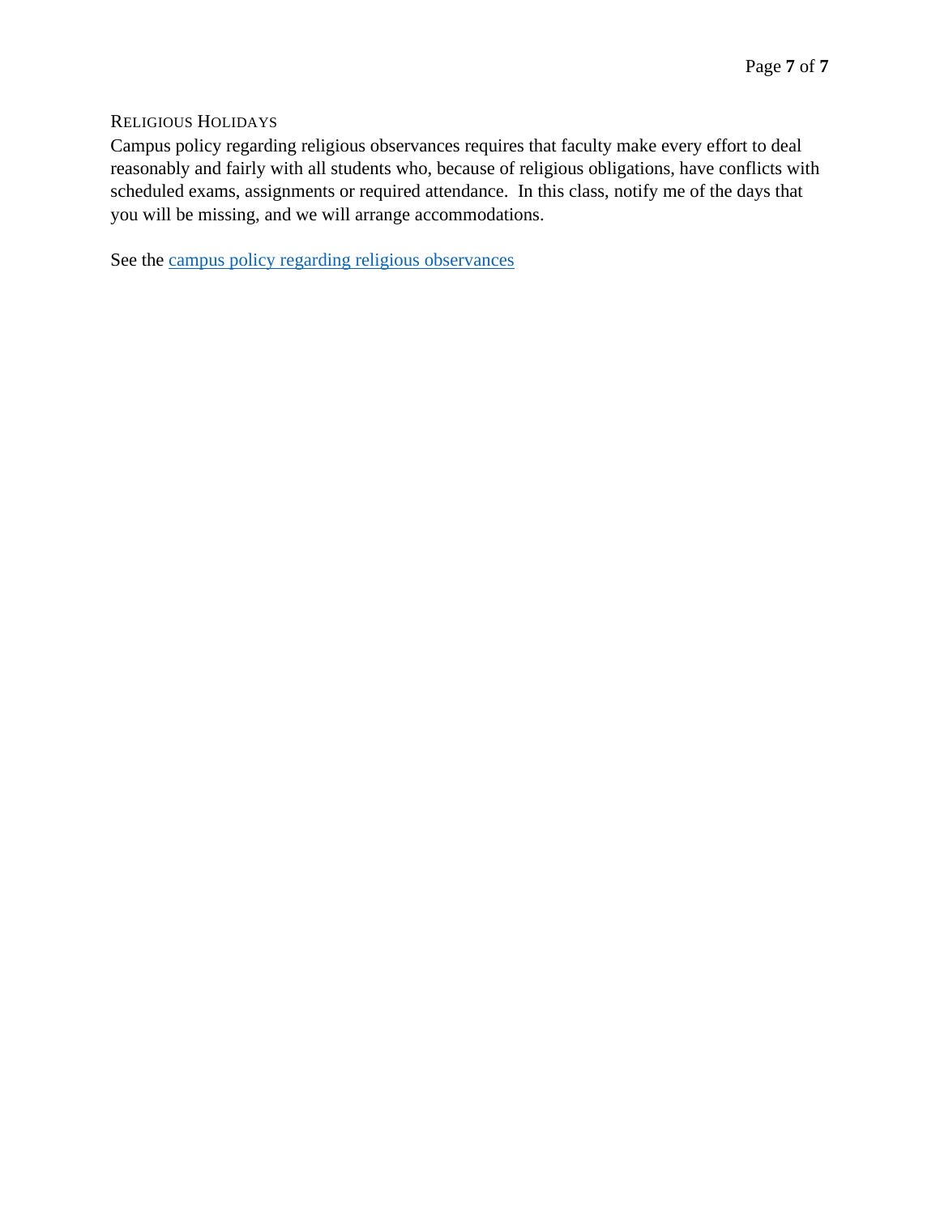## Religious Holidays

Campus policy regarding religious observances requires that faculty make every effort to deal reasonably and fairly with all students who, because of religious obligations, have conflicts with scheduled exams, assignments or required attendance. In this class, notify me of the days that you will be missing, and we will arrange accommodations.

See the campus policy regarding religious observances